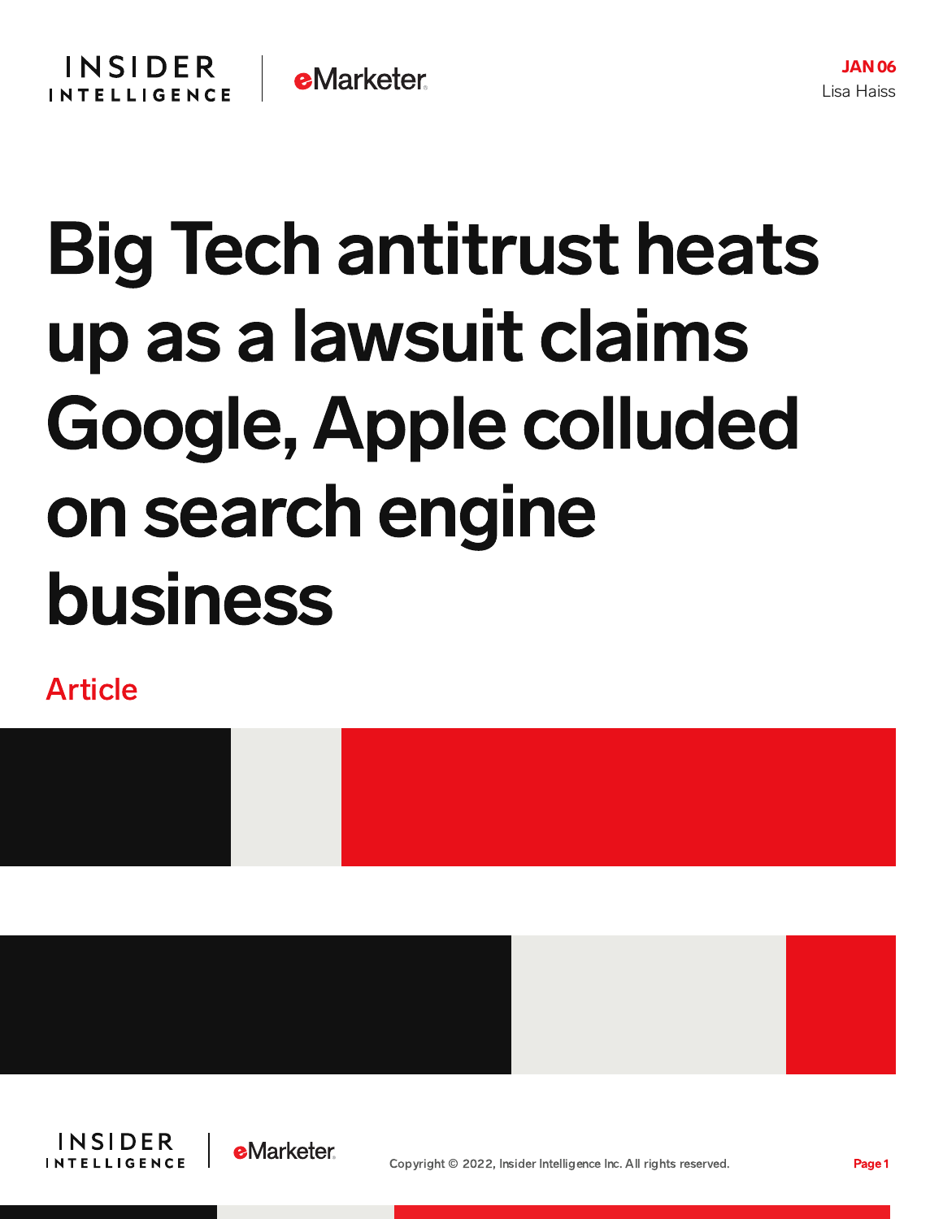JAN 06
Lisa Haiss

# Big Tech antitrust heats up as a lawsuit claims Google, Apple colluded on search engine business

Article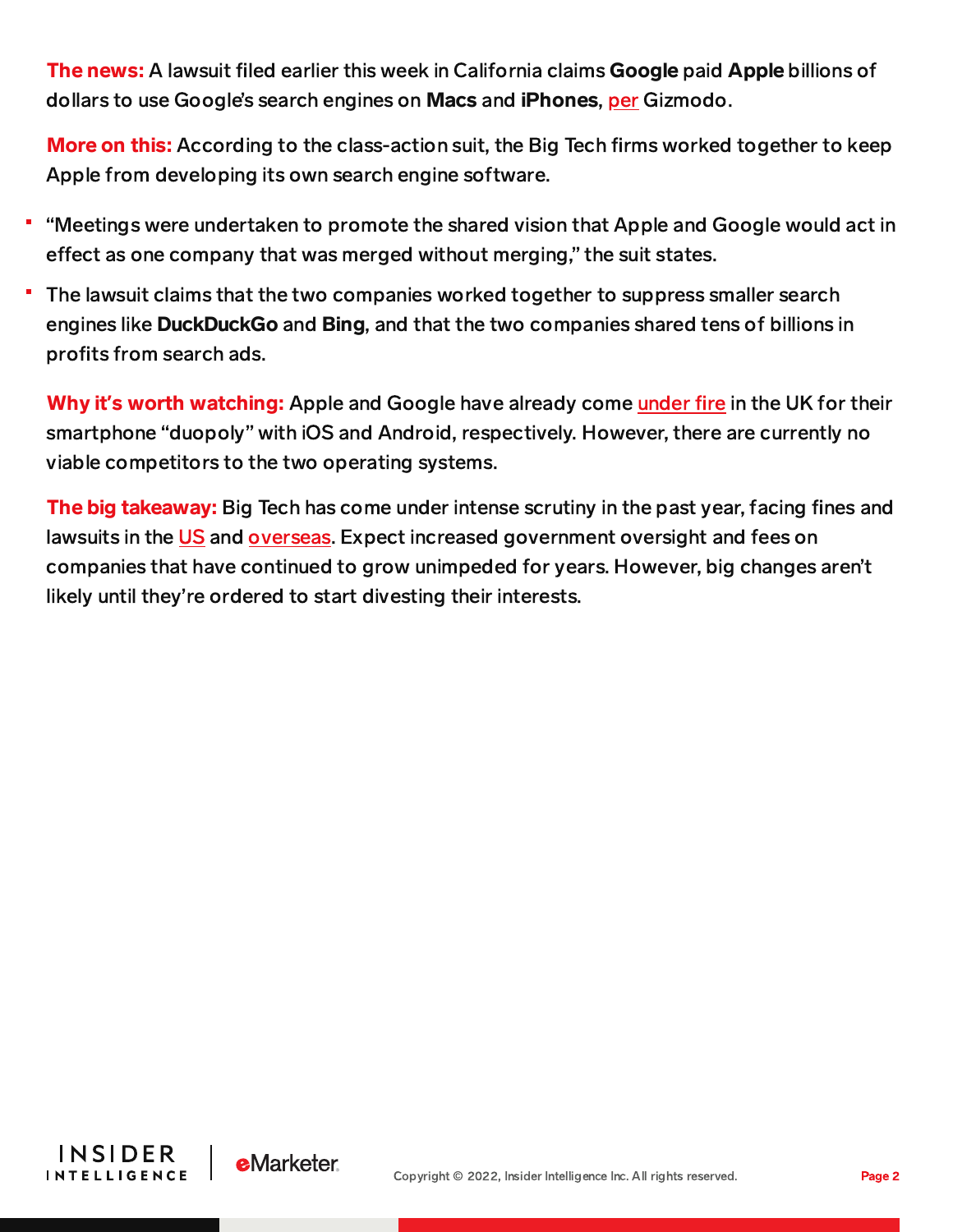**The news:** A lawsuit filed earlier this week in California claims **Google** paid **Apple** billions of dollars to use Google's search engines on **Macs** and **iPhones**, per Gizmodo.

**More on this:** According to the class-action suit, the Big Tech firms worked together to keep Apple from developing its own search engine software.

- "Meetings were undertaken to promote the shared vision that Apple and Google would act in effect as one company that was merged without merging," the suit states.
- The lawsuit claims that the two companies worked together to suppress smaller search engines like **DuckDuckGo** and **Bing**, and that the two companies shared tens of billions in profits from search ads.

**Why it's worth watching:** Apple and Google have already come under fire in the UK for their smartphone "duopoly" with iOS and Android, respectively. However, there are currently no viable competitors to the two operating systems.

**The big takeaway:** Big Tech has come under intense scrutiny in the past year, facing fines and lawsuits in the US and overseas. Expect increased government oversight and fees on companies that have continued to grow unimpeded for years. However, big changes aren't likely until they're ordered to start divesting their interests.